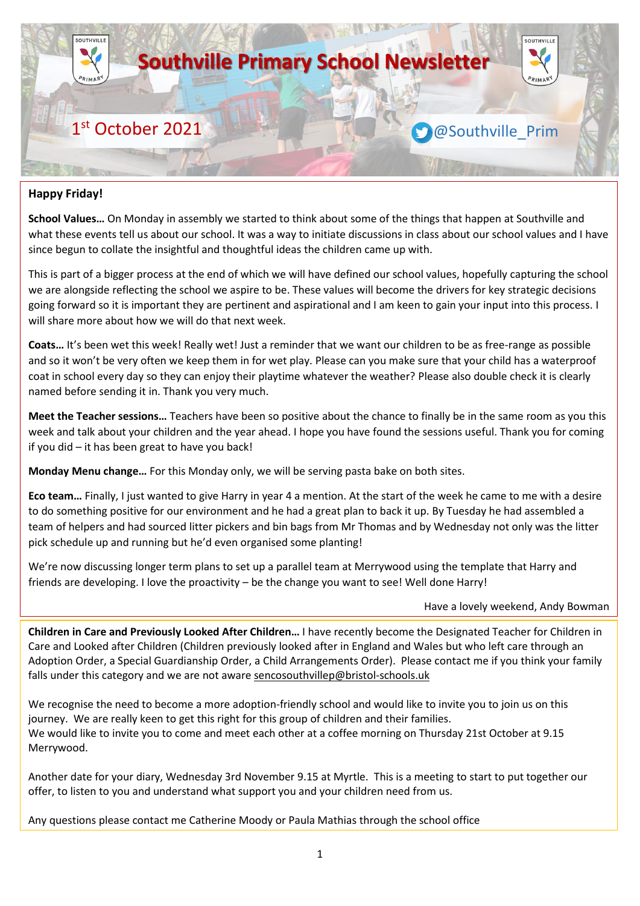# Southville Primary School Newsletter

1st October 2021

@Southville_Prim

**Happy Friday!**

**School Values…** On Monday in assembly we started to think about some of the things that happen at Southville and what these events tell us about our school. It was a way to initiate discussions in class about our school values and I have since begun to collate the insightful and thoughtful ideas the children came up with.

This is part of a bigger process at the end of which we will have defined our school values, hopefully capturing the school we are alongside reflecting the school we aspire to be. These values will become the drivers for key strategic decisions going forward so it is important they are pertinent and aspirational and I am keen to gain your input into this process. I will share more about how we will do that next week.

**Coats…** It's been wet this week! Really wet! Just a reminder that we want our children to be as free-range as possible and so it won't be very often we keep them in for wet play. Please can you make sure that your child has a waterproof coat in school every day so they can enjoy their playtime whatever the weather? Please also double check it is clearly named before sending it in. Thank you very much.

**Meet the Teacher sessions…** Teachers have been so positive about the chance to finally be in the same room as you this week and talk about your children and the year ahead. I hope you have found the sessions useful. Thank you for coming if you did – it has been great to have you back!

**Monday Menu change…** For this Monday only, we will be serving pasta bake on both sites.

**Eco team…** Finally, I just wanted to give Harry in year 4 a mention. At the start of the week he came to me with a desire to do something positive for our environment and he had a great plan to back it up. By Tuesday he had assembled a team of helpers and had sourced litter pickers and bin bags from Mr Thomas and by Wednesday not only was the litter pick schedule up and running but he'd even organised some planting!

We're now discussing longer term plans to set up a parallel team at Merrywood using the template that Harry and friends are developing. I love the proactivity – be the change you want to see! Well done Harry!

Have a lovely weekend, Andy Bowman

**Children in Care and Previously Looked After Children…** I have recently become the Designated Teacher for Children in Care and Looked after Children (Children previously looked after in England and Wales but who left care through an Adoption Order, a Special Guardianship Order, a Child Arrangements Order). Please contact me if you think your family falls under this category and we are not aware sencosouthvillep@bristol-schools.uk

We recognise the need to become a more adoption-friendly school and would like to invite you to join us on this journey. We are really keen to get this right for this group of children and their families.
We would like to invite you to come and meet each other at a coffee morning on Thursday 21st October at 9.15 Merrywood.

Another date for your diary, Wednesday 3rd November 9.15 at Myrtle. This is a meeting to start to put together our offer, to listen to you and understand what support you and your children need from us.

Any questions please contact me Catherine Moody or Paula Mathias through the school office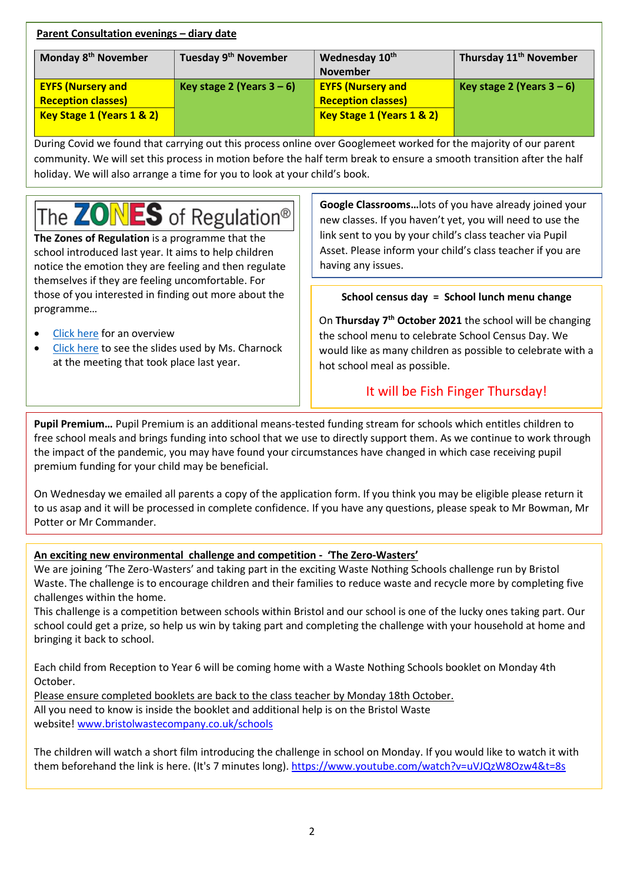**Parent Consultation evenings – diary date**

| Monday 8th November | Tuesday 9th November | Wednesday 10th November | Thursday 11th November |
|---|---|---|---|
| **EYFS (Nursery and Reception classes)** **Key Stage 1 (Years 1 & 2)** | **Key stage 2 (Years 3 – 6)** | **EYFS (Nursery and Reception classes)** **Key Stage 1 (Years 1 & 2)** | **Key stage 2 (Years 3 – 6)** |

During Covid we found that carrying out this process online over Googlemeet worked for the majority of our parent community. We will set this process in motion before the half term break to ensure a smooth transition after the half holiday. We will also arrange a time for you to look at your child's book.

## The ZONES of Regulation®

**The Zones of Regulation** is a programme that the school introduced last year. It aims to help children notice the emotion they are feeling and then regulate themselves if they are feeling uncomfortable. For those of you interested in finding out more about the programme…

- Click here for an overview
- Click here to see the slides used by Ms. Charnock at the meeting that took place last year.

**Google Classrooms…**lots of you have already joined your new classes. If you haven't yet, you will need to use the link sent to you by your child's class teacher via Pupil Asset. Please inform your child's class teacher if you are having any issues.

**School census day = School lunch menu change**

On **Thursday 7th October 2021** the school will be changing the school menu to celebrate School Census Day. We would like as many children as possible to celebrate with a hot school meal as possible.

It will be Fish Finger Thursday!

**Pupil Premium…** Pupil Premium is an additional means-tested funding stream for schools which entitles children to free school meals and brings funding into school that we use to directly support them. As we continue to work through the impact of the pandemic, you may have found your circumstances have changed in which case receiving pupil premium funding for your child may be beneficial.

On Wednesday we emailed all parents a copy of the application form. If you think you may be eligible please return it to us asap and it will be processed in complete confidence. If you have any questions, please speak to Mr Bowman, Mr Potter or Mr Commander.

**An exciting new environmental challenge and competition - 'The Zero-Wasters'**

We are joining 'The Zero-Wasters' and taking part in the exciting Waste Nothing Schools challenge run by Bristol Waste. The challenge is to encourage children and their families to reduce waste and recycle more by completing five challenges within the home.
This challenge is a competition between schools within Bristol and our school is one of the lucky ones taking part. Our school could get a prize, so help us win by taking part and completing the challenge with your household at home and bringing it back to school.

Each child from Reception to Year 6 will be coming home with a Waste Nothing Schools booklet on Monday 4th October.
Please ensure completed booklets are back to the class teacher by Monday 18th October.
All you need to know is inside the booklet and additional help is on the Bristol Waste website! www.bristolwastecompany.co.uk/schools

The children will watch a short film introducing the challenge in school on Monday. If you would like to watch it with them beforehand the link is here. (It's 7 minutes long). https://www.youtube.com/watch?v=uVJQzW8Ozw4&t=8s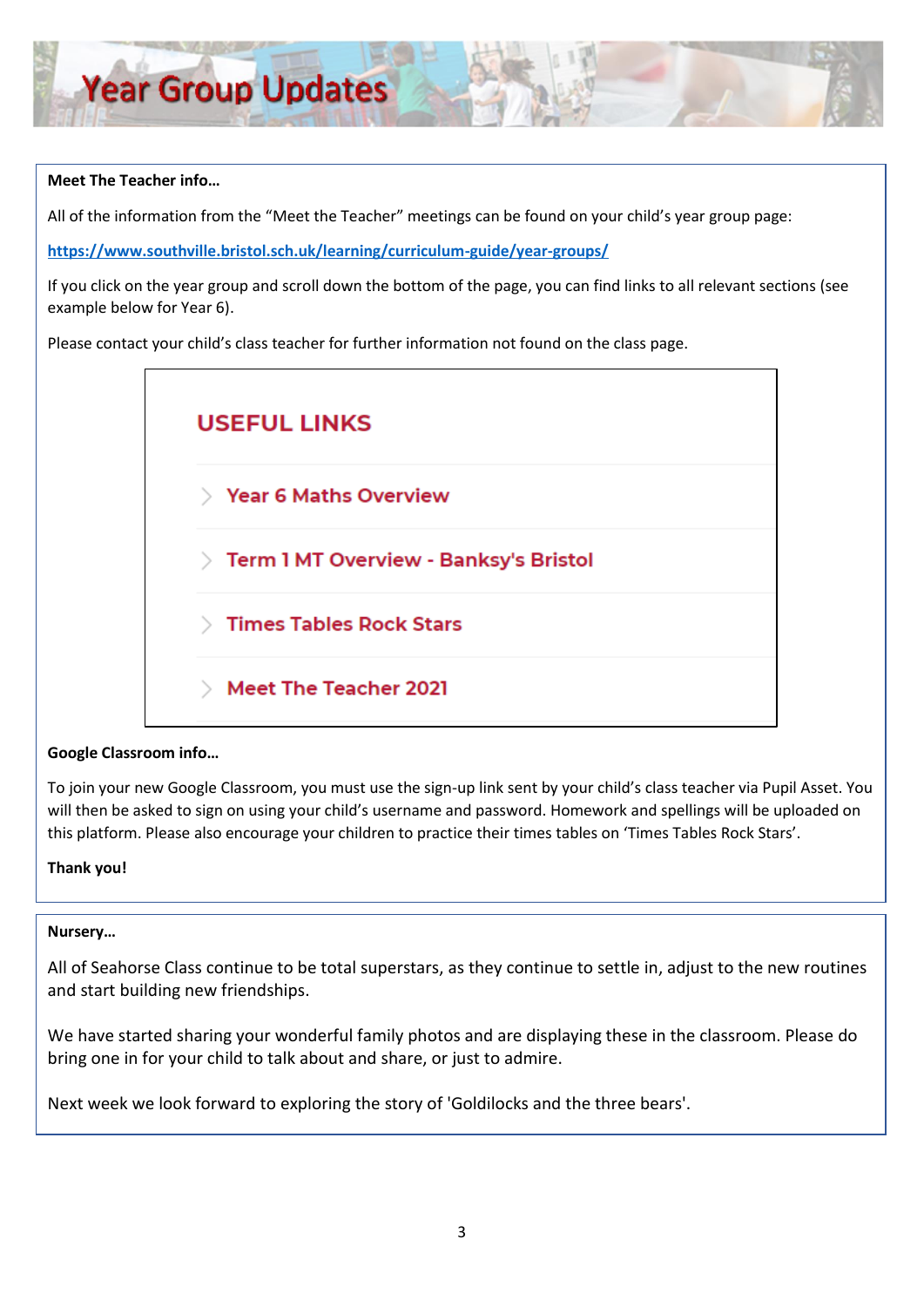# Year Group Updates

**Meet The Teacher info…**

All of the information from the "Meet the Teacher" meetings can be found on your child's year group page:

https://www.southville.bristol.sch.uk/learning/curriculum-guide/year-groups/

If you click on the year group and scroll down the bottom of the page, you can find links to all relevant sections (see example below for Year 6).

Please contact your child's class teacher for further information not found on the class page.

**USEFUL LINKS**

- Year 6 Maths Overview
- Term 1 MT Overview - Banksy's Bristol
- Times Tables Rock Stars
- Meet The Teacher 2021

**Google Classroom info…**

To join your new Google Classroom, you must use the sign-up link sent by your child's class teacher via Pupil Asset. You will then be asked to sign on using your child's username and password. Homework and spellings will be uploaded on this platform. Please also encourage your children to practice their times tables on 'Times Tables Rock Stars'.

**Thank you!**

**Nursery…**

All of Seahorse Class continue to be total superstars, as they continue to settle in, adjust to the new routines and start building new friendships.

We have started sharing your wonderful family photos and are displaying these in the classroom. Please do bring one in for your child to talk about and share, or just to admire.

Next week we look forward to exploring the story of 'Goldilocks and the three bears'.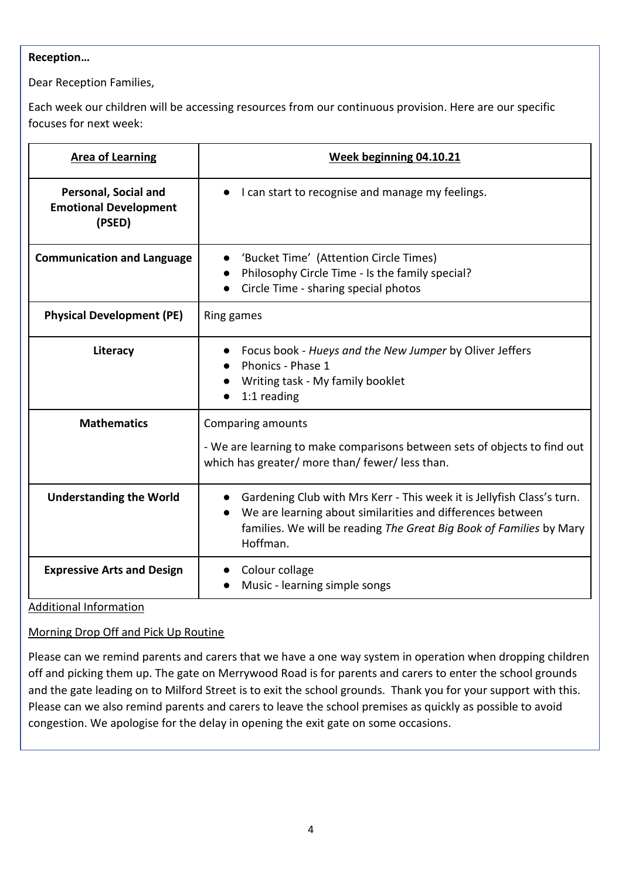**Reception…**

Dear Reception Families,

Each week our children will be accessing resources from our continuous provision. Here are our specific focuses for next week:

| <u>**Area of Learning**</u> | <u>**Week beginning 04.10.21**</u> |
|---|---|
| **Personal, Social and Emotional Development (PSED)** | • I can start to recognise and manage my feelings. |
| **Communication and Language** | • 'Bucket Time' (Attention Circle Times)<br>• Philosophy Circle Time - Is the family special?<br>• Circle Time - sharing special photos |
| **Physical Development (PE)** | Ring games |
| **Literacy** | • Focus book - *Hueys and the New Jumper* by Oliver Jeffers<br>• Phonics - Phase 1<br>• Writing task - My family booklet<br>• 1:1 reading |
| **Mathematics** | Comparing amounts<br><br>- We are learning to make comparisons between sets of objects to find out which has greater/ more than/ fewer/ less than. |
| **Understanding the World** | • Gardening Club with Mrs Kerr - This week it is Jellyfish Class's turn.<br>• We are learning about similarities and differences between families. We will be reading *The Great Big Book of Families* by Mary Hoffman. |
| **Expressive Arts and Design** | • Colour collage<br>• Music - learning simple songs |

<u>Additional Information</u>

<u>Morning Drop Off and Pick Up Routine</u>

Please can we remind parents and carers that we have a one way system in operation when dropping children off and picking them up. The gate on Merrywood Road is for parents and carers to enter the school grounds and the gate leading on to Milford Street is to exit the school grounds. Thank you for your support with this. Please can we also remind parents and carers to leave the school premises as quickly as possible to avoid congestion. We apologise for the delay in opening the exit gate on some occasions.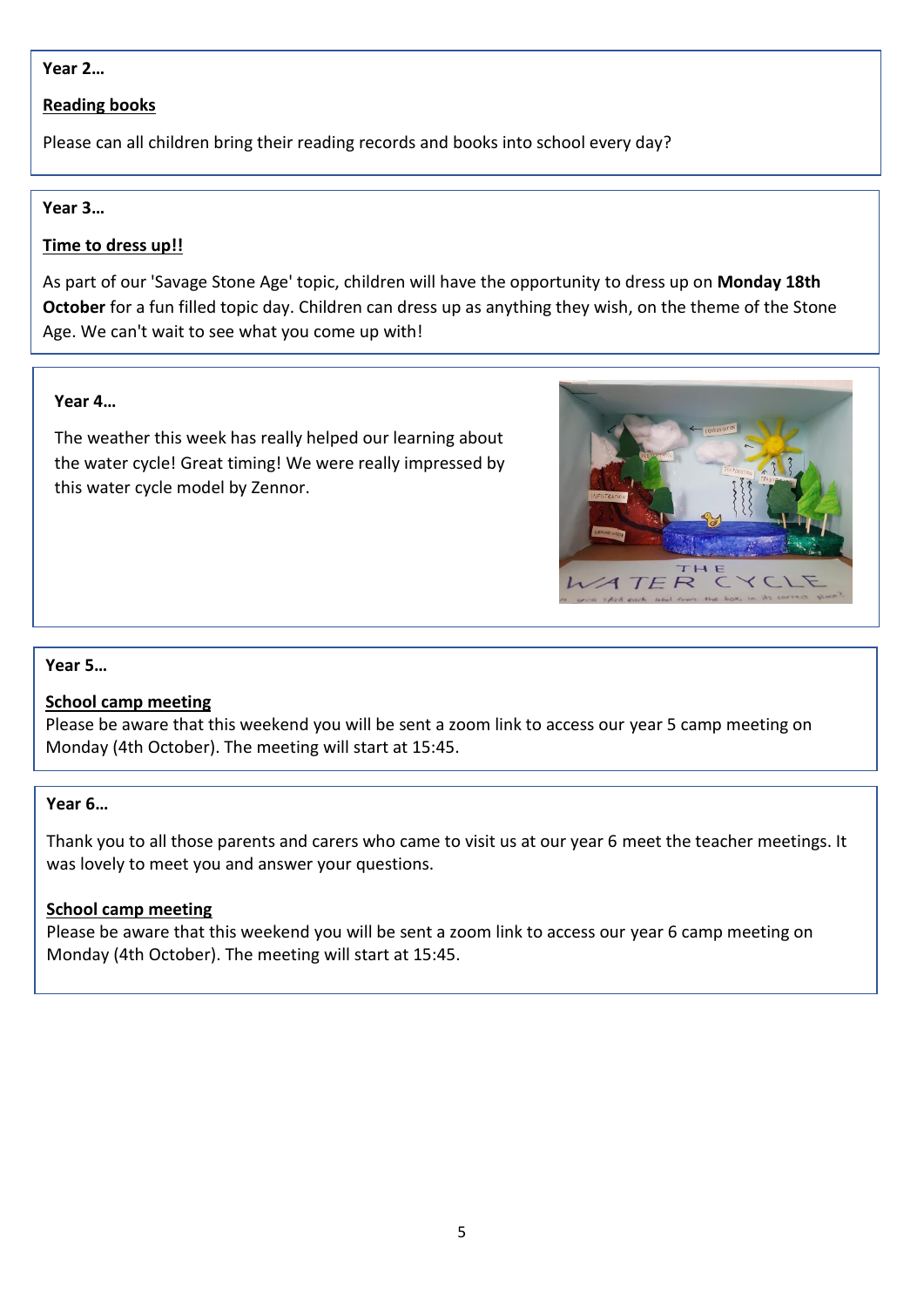**Year 2…**

**Reading books**

Please can all children bring their reading records and books into school every day?

**Year 3…**

**Time to dress up!!**

As part of our 'Savage Stone Age' topic, children will have the opportunity to dress up on **Monday 18th October** for a fun filled topic day. Children can dress up as anything they wish, on the theme of the Stone Age. We can't wait to see what you come up with!

**Year 4…**

The weather this week has really helped our learning about the water cycle! Great timing! We were really impressed by this water cycle model by Zennor.

**Year 5…**

**School camp meeting**

Please be aware that this weekend you will be sent a zoom link to access our year 5 camp meeting on Monday (4th October). The meeting will start at 15:45.

**Year 6…**

Thank you to all those parents and carers who came to visit us at our year 6 meet the teacher meetings. It was lovely to meet you and answer your questions.

**School camp meeting**

Please be aware that this weekend you will be sent a zoom link to access our year 6 camp meeting on Monday (4th October). The meeting will start at 15:45.